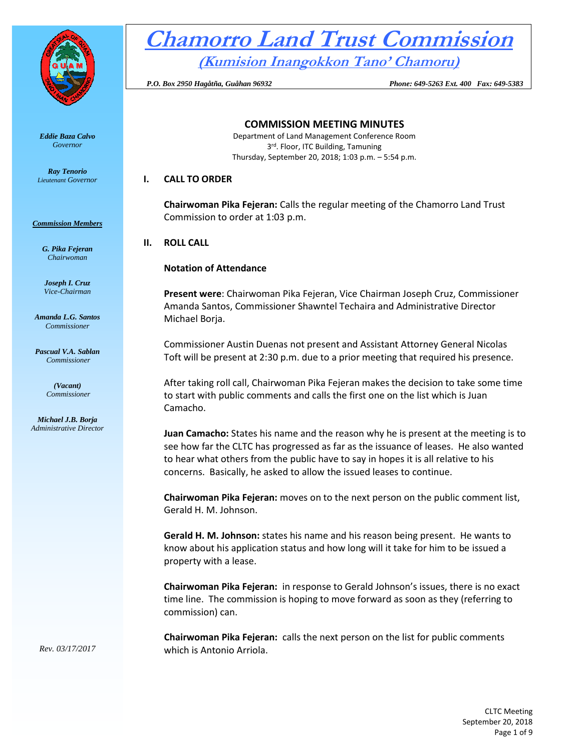# Chamorro Land Trust Commission

## (Kumision Inangokkon Tano' Chamoru)

*P.O. Box 2950 Hagåtña, Guåhan 96932* *Phone: 649-5263 Ext. 400 Fax: 649-5383*

***Eddie Baza Calvo***
*Governor*

***Ray Tenorio***
*Lieutenant Governor*

***Commission Members***

***G. Pika Fejeran***
*Chairwoman*

***Joseph I. Cruz***
*Vice-Chairman*

***Amanda L.G. Santos***
*Commissioner*

***Pascual V.A. Sablan***
*Commissioner*

***(Vacant)***
*Commissioner*

***Michael J.B. Borja***
*Administrative Director*

*Rev. 03/17/2017*

## COMMISSION MEETING MINUTES

Department of Land Management Conference Room
3rd. Floor, ITC Building, Tamuning
Thursday, September 20, 2018; 1:03 p.m. – 5:54 p.m.

### I. CALL TO ORDER

**Chairwoman Pika Fejeran:** Calls the regular meeting of the Chamorro Land Trust Commission to order at 1:03 p.m.

### II. ROLL CALL

**Notation of Attendance**

**Present were**: Chairwoman Pika Fejeran, Vice Chairman Joseph Cruz, Commissioner Amanda Santos, Commissioner Shawntel Techaira and Administrative Director Michael Borja.

Commissioner Austin Duenas not present and Assistant Attorney General Nicolas Toft will be present at 2:30 p.m. due to a prior meeting that required his presence.

After taking roll call, Chairwoman Pika Fejeran makes the decision to take some time to start with public comments and calls the first one on the list which is Juan Camacho.

**Juan Camacho:** States his name and the reason why he is present at the meeting is to see how far the CLTC has progressed as far as the issuance of leases. He also wanted to hear what others from the public have to say in hopes it is all relative to his concerns. Basically, he asked to allow the issued leases to continue.

**Chairwoman Pika Fejeran:** moves on to the next person on the public comment list, Gerald H. M. Johnson.

**Gerald H. M. Johnson:** states his name and his reason being present. He wants to know about his application status and how long will it take for him to be issued a property with a lease.

**Chairwoman Pika Fejeran:** in response to Gerald Johnson's issues, there is no exact time line. The commission is hoping to move forward as soon as they (referring to commission) can.

**Chairwoman Pika Fejeran:** calls the next person on the list for public comments which is Antonio Arriola.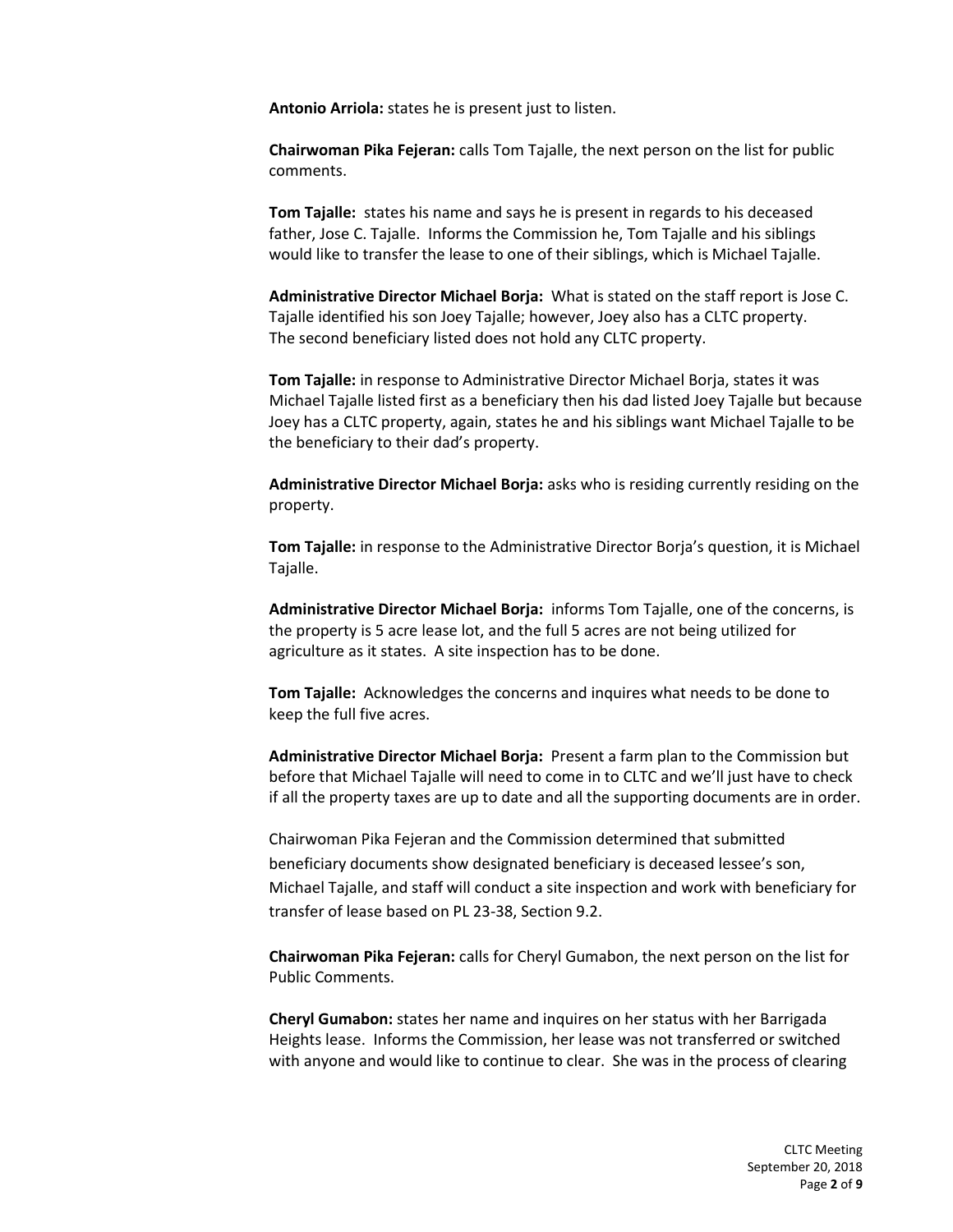**Antonio Arriola:** states he is present just to listen.

**Chairwoman Pika Fejeran:** calls Tom Tajalle, the next person on the list for public comments.

**Tom Tajalle:** states his name and says he is present in regards to his deceased father, Jose C. Tajalle. Informs the Commission he, Tom Tajalle and his siblings would like to transfer the lease to one of their siblings, which is Michael Tajalle.

**Administrative Director Michael Borja:** What is stated on the staff report is Jose C. Tajalle identified his son Joey Tajalle; however, Joey also has a CLTC property. The second beneficiary listed does not hold any CLTC property.

**Tom Tajalle:** in response to Administrative Director Michael Borja, states it was Michael Tajalle listed first as a beneficiary then his dad listed Joey Tajalle but because Joey has a CLTC property, again, states he and his siblings want Michael Tajalle to be the beneficiary to their dad's property.

**Administrative Director Michael Borja:** asks who is residing currently residing on the property.

**Tom Tajalle:** in response to the Administrative Director Borja's question, it is Michael Tajalle.

**Administrative Director Michael Borja:** informs Tom Tajalle, one of the concerns, is the property is 5 acre lease lot, and the full 5 acres are not being utilized for agriculture as it states. A site inspection has to be done.

**Tom Tajalle:** Acknowledges the concerns and inquires what needs to be done to keep the full five acres.

**Administrative Director Michael Borja:** Present a farm plan to the Commission but before that Michael Tajalle will need to come in to CLTC and we'll just have to check if all the property taxes are up to date and all the supporting documents are in order.

Chairwoman Pika Fejeran and the Commission determined that submitted beneficiary documents show designated beneficiary is deceased lessee's son, Michael Tajalle, and staff will conduct a site inspection and work with beneficiary for transfer of lease based on PL 23-38, Section 9.2.

**Chairwoman Pika Fejeran:** calls for Cheryl Gumabon, the next person on the list for Public Comments.

**Cheryl Gumabon:** states her name and inquires on her status with her Barrigada Heights lease. Informs the Commission, her lease was not transferred or switched with anyone and would like to continue to clear. She was in the process of clearing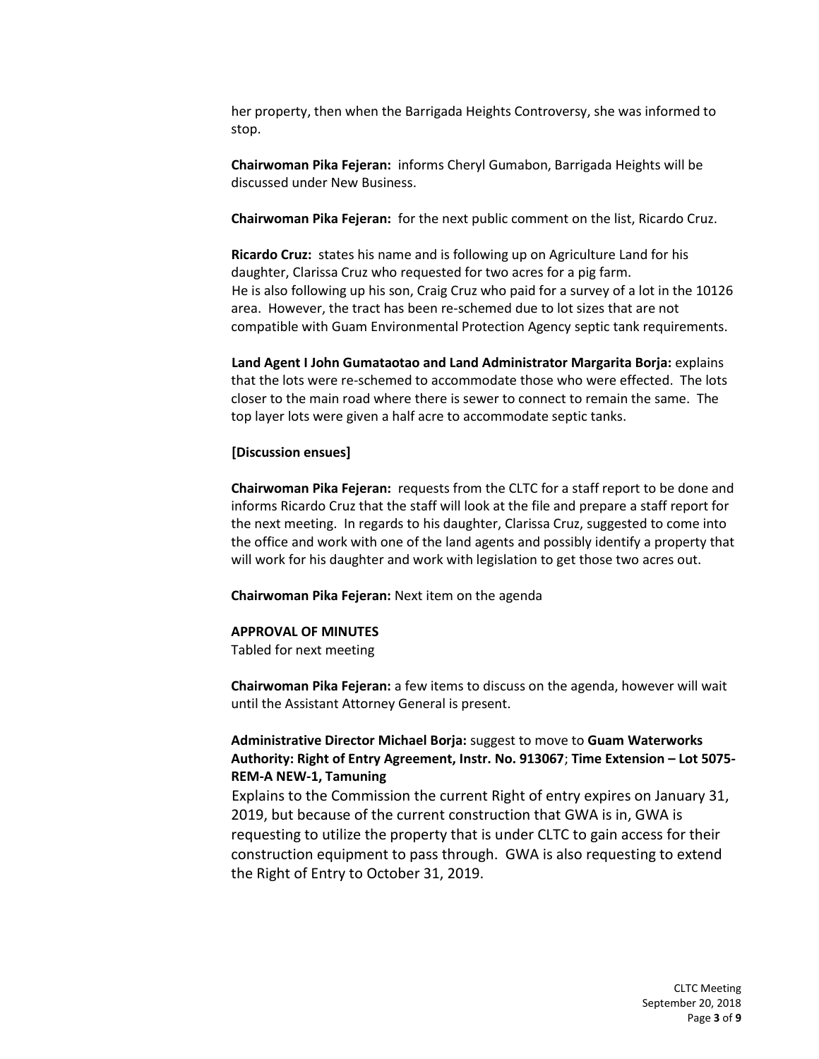her property, then when the Barrigada Heights Controversy, she was informed to stop.

**Chairwoman Pika Fejeran:** informs Cheryl Gumabon, Barrigada Heights will be discussed under New Business.

**Chairwoman Pika Fejeran:** for the next public comment on the list, Ricardo Cruz.

**Ricardo Cruz:** states his name and is following up on Agriculture Land for his daughter, Clarissa Cruz who requested for two acres for a pig farm. He is also following up his son, Craig Cruz who paid for a survey of a lot in the 10126 area. However, the tract has been re-schemed due to lot sizes that are not compatible with Guam Environmental Protection Agency septic tank requirements.

**Land Agent I John Gumataotao and Land Administrator Margarita Borja:** explains that the lots were re-schemed to accommodate those who were effected. The lots closer to the main road where there is sewer to connect to remain the same. The top layer lots were given a half acre to accommodate septic tanks.

**[Discussion ensues]**

**Chairwoman Pika Fejeran:** requests from the CLTC for a staff report to be done and informs Ricardo Cruz that the staff will look at the file and prepare a staff report for the next meeting. In regards to his daughter, Clarissa Cruz, suggested to come into the office and work with one of the land agents and possibly identify a property that will work for his daughter and work with legislation to get those two acres out.

**Chairwoman Pika Fejeran:** Next item on the agenda

**APPROVAL OF MINUTES**
Tabled for next meeting

**Chairwoman Pika Fejeran:** a few items to discuss on the agenda, however will wait until the Assistant Attorney General is present.

**Administrative Director Michael Borja:** suggest to move to **Guam Waterworks Authority: Right of Entry Agreement, Instr. No. 913067**; **Time Extension – Lot 5075-REM-A NEW-1, Tamuning**
Explains to the Commission the current Right of entry expires on January 31, 2019, but because of the current construction that GWA is in, GWA is requesting to utilize the property that is under CLTC to gain access for their construction equipment to pass through. GWA is also requesting to extend the Right of Entry to October 31, 2019.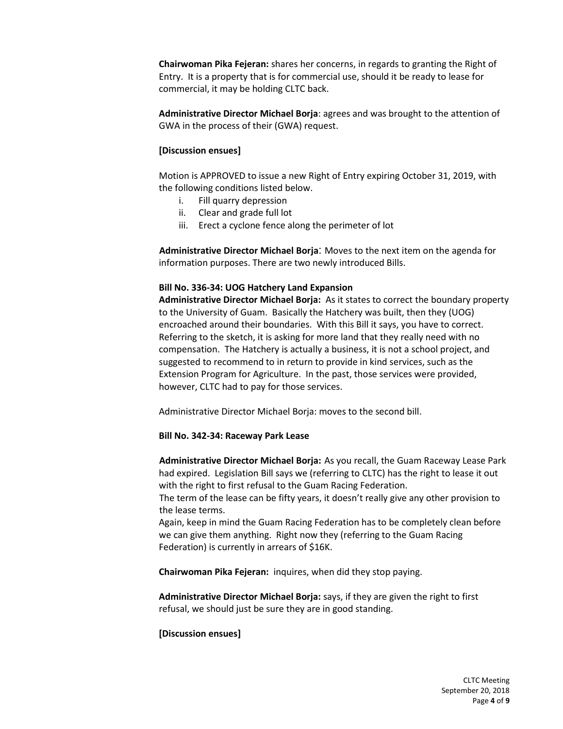**Chairwoman Pika Fejeran:** shares her concerns, in regards to granting the Right of Entry. It is a property that is for commercial use, should it be ready to lease for commercial, it may be holding CLTC back.

**Administrative Director Michael Borja**: agrees and was brought to the attention of GWA in the process of their (GWA) request.

**[Discussion ensues]**

Motion is APPROVED to issue a new Right of Entry expiring October 31, 2019, with the following conditions listed below.

i. Fill quarry depression
ii. Clear and grade full lot
iii. Erect a cyclone fence along the perimeter of lot

**Administrative Director Michael Borja**: Moves to the next item on the agenda for information purposes. There are two newly introduced Bills.

**Bill No. 336-34: UOG Hatchery Land Expansion**

**Administrative Director Michael Borja:** As it states to correct the boundary property to the University of Guam. Basically the Hatchery was built, then they (UOG) encroached around their boundaries. With this Bill it says, you have to correct. Referring to the sketch, it is asking for more land that they really need with no compensation. The Hatchery is actually a business, it is not a school project, and suggested to recommend to in return to provide in kind services, such as the Extension Program for Agriculture. In the past, those services were provided, however, CLTC had to pay for those services.

Administrative Director Michael Borja: moves to the second bill.

**Bill No. 342-34: Raceway Park Lease**

**Administrative Director Michael Borja:** As you recall, the Guam Raceway Lease Park had expired. Legislation Bill says we (referring to CLTC) has the right to lease it out with the right to first refusal to the Guam Racing Federation.
The term of the lease can be fifty years, it doesn't really give any other provision to the lease terms.
Again, keep in mind the Guam Racing Federation has to be completely clean before we can give them anything. Right now they (referring to the Guam Racing Federation) is currently in arrears of $16K.

**Chairwoman Pika Fejeran:** inquires, when did they stop paying.

**Administrative Director Michael Borja:** says, if they are given the right to first refusal, we should just be sure they are in good standing.

**[Discussion ensues]**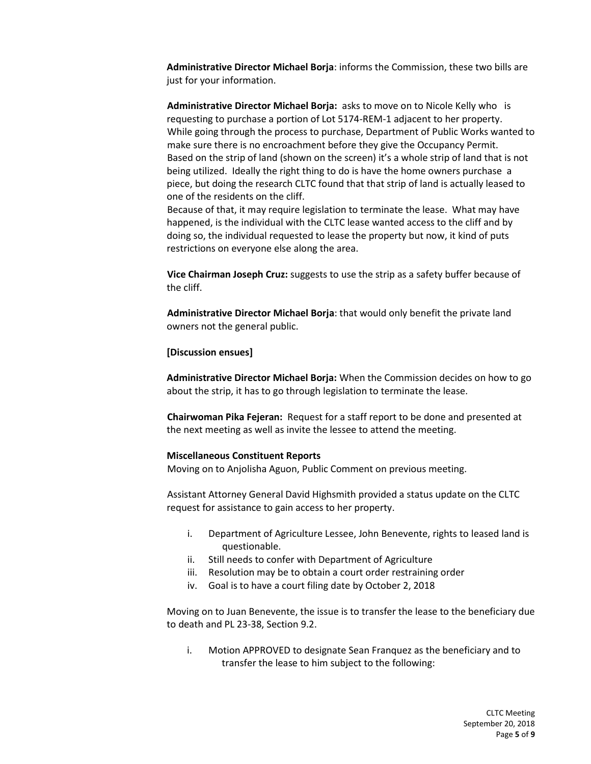**Administrative Director Michael Borja**: informs the Commission, these two bills are just for your information.

**Administrative Director Michael Borja:** asks to move on to Nicole Kelly who is requesting to purchase a portion of Lot 5174-REM-1 adjacent to her property. While going through the process to purchase, Department of Public Works wanted to make sure there is no encroachment before they give the Occupancy Permit. Based on the strip of land (shown on the screen) it's a whole strip of land that is not being utilized. Ideally the right thing to do is have the home owners purchase a piece, but doing the research CLTC found that that strip of land is actually leased to one of the residents on the cliff.
Because of that, it may require legislation to terminate the lease. What may have happened, is the individual with the CLTC lease wanted access to the cliff and by doing so, the individual requested to lease the property but now, it kind of puts restrictions on everyone else along the area.

**Vice Chairman Joseph Cruz:** suggests to use the strip as a safety buffer because of the cliff.

**Administrative Director Michael Borja**: that would only benefit the private land owners not the general public.

**[Discussion ensues]**

**Administrative Director Michael Borja:** When the Commission decides on how to go about the strip, it has to go through legislation to terminate the lease.

**Chairwoman Pika Fejeran:** Request for a staff report to be done and presented at the next meeting as well as invite the lessee to attend the meeting.

**Miscellaneous Constituent Reports**
Moving on to Anjolisha Aguon, Public Comment on previous meeting.

Assistant Attorney General David Highsmith provided a status update on the CLTC request for assistance to gain access to her property.

i. Department of Agriculture Lessee, John Benevente, rights to leased land is questionable.
ii. Still needs to confer with Department of Agriculture
iii. Resolution may be to obtain a court order restraining order
iv. Goal is to have a court filing date by October 2, 2018

Moving on to Juan Benevente, the issue is to transfer the lease to the beneficiary due to death and PL 23-38, Section 9.2.

i. Motion APPROVED to designate Sean Franquez as the beneficiary and to transfer the lease to him subject to the following: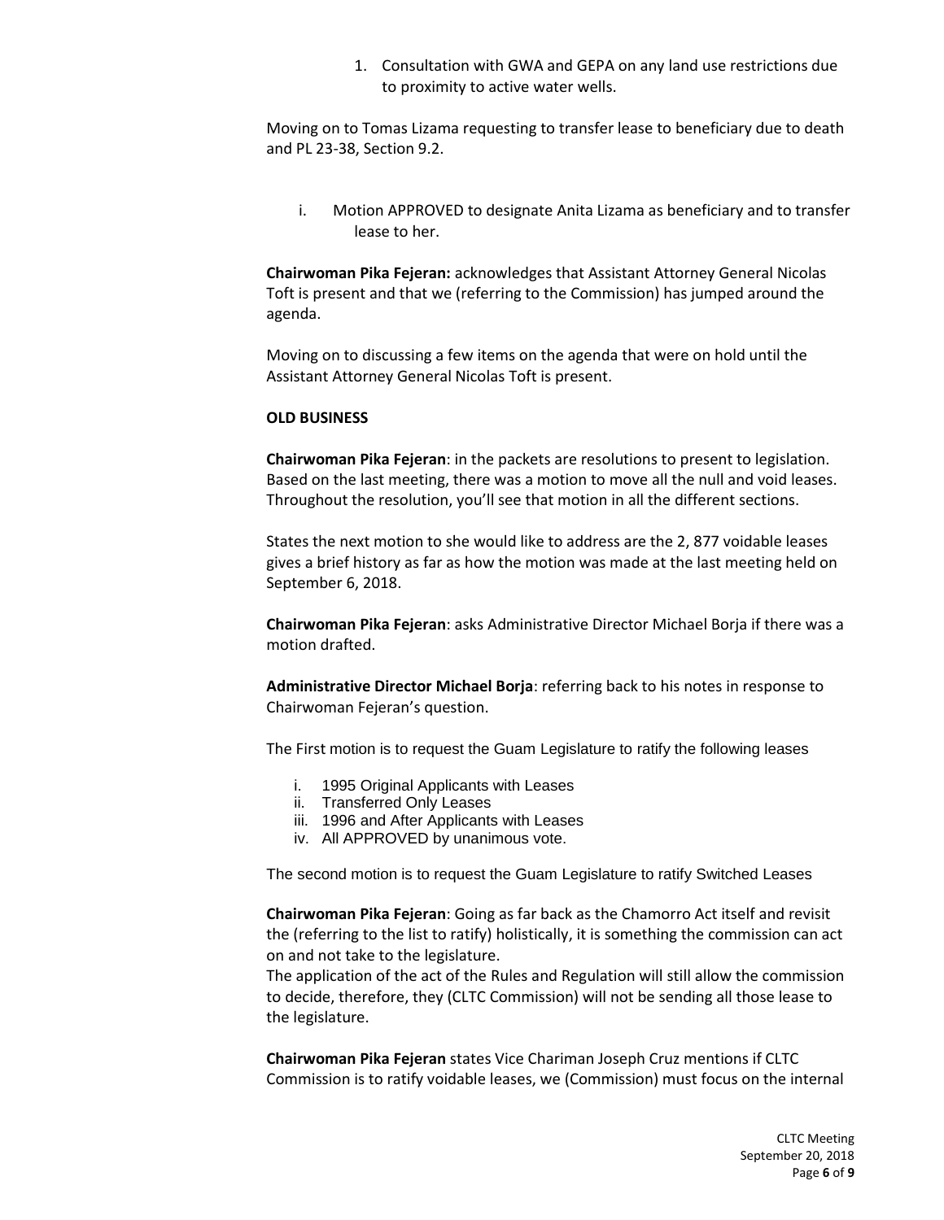1. Consultation with GWA and GEPA on any land use restrictions due to proximity to active water wells.

Moving on to Tomas Lizama requesting to transfer lease to beneficiary due to death and PL 23-38, Section 9.2.

i. Motion APPROVED to designate Anita Lizama as beneficiary and to transfer lease to her.

**Chairwoman Pika Fejeran:** acknowledges that Assistant Attorney General Nicolas Toft is present and that we (referring to the Commission) has jumped around the agenda.

Moving on to discussing a few items on the agenda that were on hold until the Assistant Attorney General Nicolas Toft is present.

**OLD BUSINESS**

**Chairwoman Pika Fejeran**: in the packets are resolutions to present to legislation. Based on the last meeting, there was a motion to move all the null and void leases. Throughout the resolution, you'll see that motion in all the different sections.

States the next motion to she would like to address are the 2, 877 voidable leases gives a brief history as far as how the motion was made at the last meeting held on September 6, 2018.

**Chairwoman Pika Fejeran**: asks Administrative Director Michael Borja if there was a motion drafted.

**Administrative Director Michael Borja**: referring back to his notes in response to Chairwoman Fejeran's question.

The First motion is to request the Guam Legislature to ratify the following leases

i. 1995 Original Applicants with Leases
ii. Transferred Only Leases
iii. 1996 and After Applicants with Leases
iv. All APPROVED by unanimous vote.

The second motion is to request the Guam Legislature to ratify Switched Leases

**Chairwoman Pika Fejeran**: Going as far back as the Chamorro Act itself and revisit the (referring to the list to ratify) holistically, it is something the commission can act on and not take to the legislature.
The application of the act of the Rules and Regulation will still allow the commission to decide, therefore, they (CLTC Commission) will not be sending all those lease to the legislature.

**Chairwoman Pika Fejeran** states Vice Chariman Joseph Cruz mentions if CLTC Commission is to ratify voidable leases, we (Commission) must focus on the internal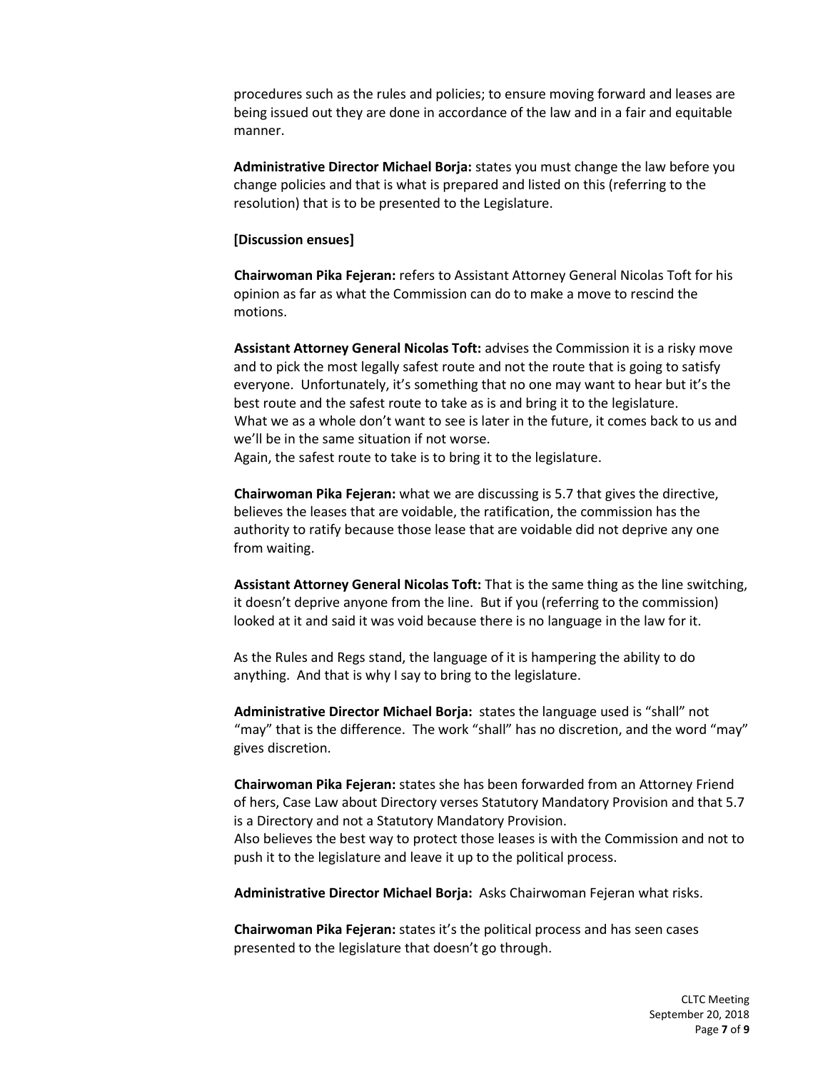procedures such as the rules and policies; to ensure moving forward and leases are being issued out they are done in accordance of the law and in a fair and equitable manner.

**Administrative Director Michael Borja:** states you must change the law before you change policies and that is what is prepared and listed on this (referring to the resolution) that is to be presented to the Legislature.

**[Discussion ensues]**

**Chairwoman Pika Fejeran:** refers to Assistant Attorney General Nicolas Toft for his opinion as far as what the Commission can do to make a move to rescind the motions.

**Assistant Attorney General Nicolas Toft:** advises the Commission it is a risky move and to pick the most legally safest route and not the route that is going to satisfy everyone. Unfortunately, it's something that no one may want to hear but it's the best route and the safest route to take as is and bring it to the legislature.
What we as a whole don't want to see is later in the future, it comes back to us and we'll be in the same situation if not worse.
Again, the safest route to take is to bring it to the legislature.

**Chairwoman Pika Fejeran:** what we are discussing is 5.7 that gives the directive, believes the leases that are voidable, the ratification, the commission has the authority to ratify because those lease that are voidable did not deprive any one from waiting.

**Assistant Attorney General Nicolas Toft:** That is the same thing as the line switching, it doesn't deprive anyone from the line. But if you (referring to the commission) looked at it and said it was void because there is no language in the law for it.

As the Rules and Regs stand, the language of it is hampering the ability to do anything. And that is why I say to bring to the legislature.

**Administrative Director Michael Borja:** states the language used is "shall" not "may" that is the difference. The work "shall" has no discretion, and the word "may" gives discretion.

**Chairwoman Pika Fejeran:** states she has been forwarded from an Attorney Friend of hers, Case Law about Directory verses Statutory Mandatory Provision and that 5.7 is a Directory and not a Statutory Mandatory Provision.
Also believes the best way to protect those leases is with the Commission and not to push it to the legislature and leave it up to the political process.

**Administrative Director Michael Borja:** Asks Chairwoman Fejeran what risks.

**Chairwoman Pika Fejeran:** states it's the political process and has seen cases presented to the legislature that doesn't go through.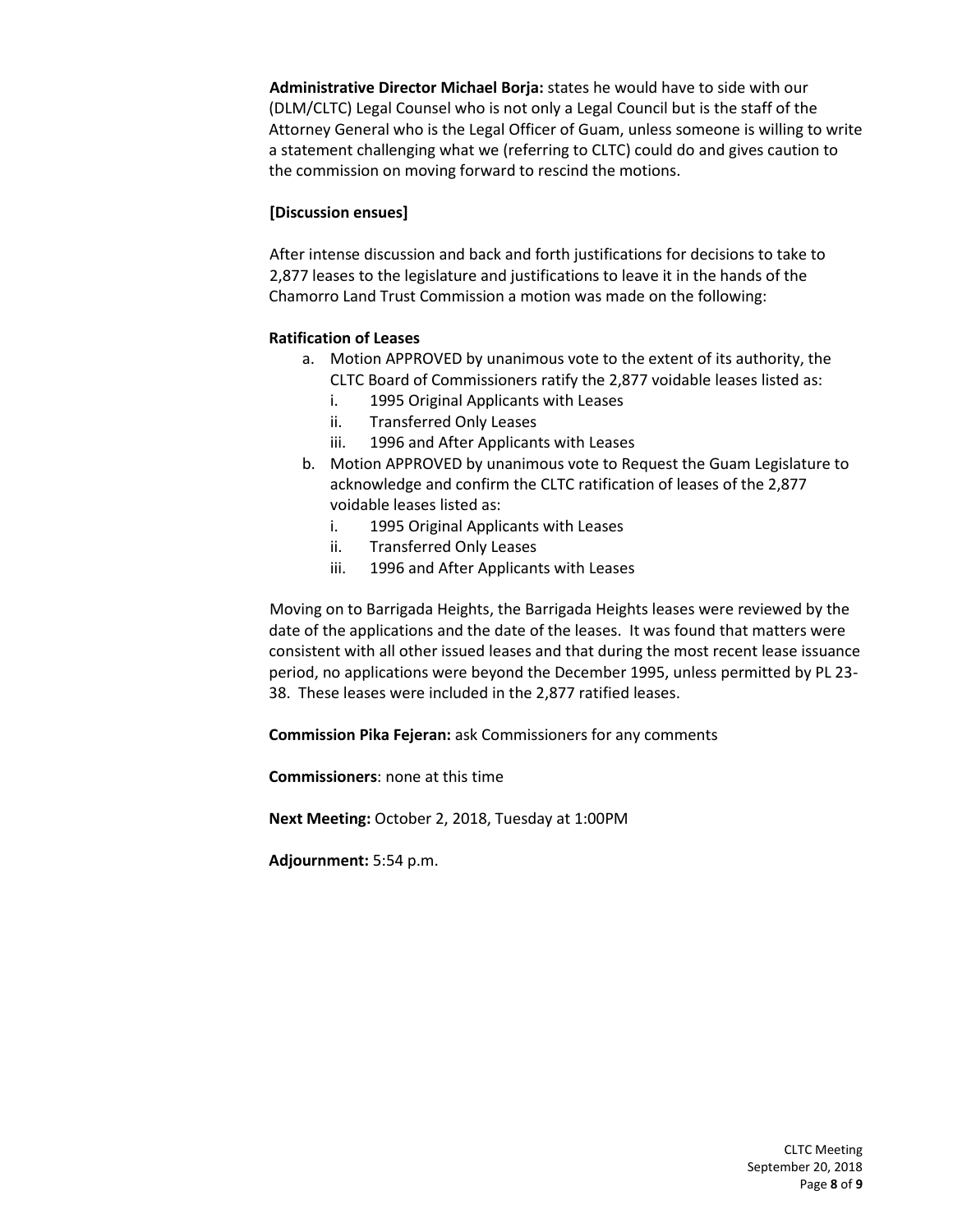**Administrative Director Michael Borja:** states he would have to side with our (DLM/CLTC) Legal Counsel who is not only a Legal Council but is the staff of the Attorney General who is the Legal Officer of Guam, unless someone is willing to write a statement challenging what we (referring to CLTC) could do and gives caution to the commission on moving forward to rescind the motions.

**[Discussion ensues]**

After intense discussion and back and forth justifications for decisions to take to 2,877 leases to the legislature and justifications to leave it in the hands of the Chamorro Land Trust Commission a motion was made on the following:

**Ratification of Leases**

a. Motion APPROVED by unanimous vote to the extent of its authority, the CLTC Board of Commissioners ratify the 2,877 voidable leases listed as:
   i. 1995 Original Applicants with Leases
   ii. Transferred Only Leases
   iii. 1996 and After Applicants with Leases
b. Motion APPROVED by unanimous vote to Request the Guam Legislature to acknowledge and confirm the CLTC ratification of leases of the 2,877 voidable leases listed as:
   i. 1995 Original Applicants with Leases
   ii. Transferred Only Leases
   iii. 1996 and After Applicants with Leases

Moving on to Barrigada Heights, the Barrigada Heights leases were reviewed by the date of the applications and the date of the leases. It was found that matters were consistent with all other issued leases and that during the most recent lease issuance period, no applications were beyond the December 1995, unless permitted by PL 23-38. These leases were included in the 2,877 ratified leases.

**Commission Pika Fejeran:** ask Commissioners for any comments

**Commissioners**: none at this time

**Next Meeting:** October 2, 2018, Tuesday at 1:00PM

**Adjournment:** 5:54 p.m.